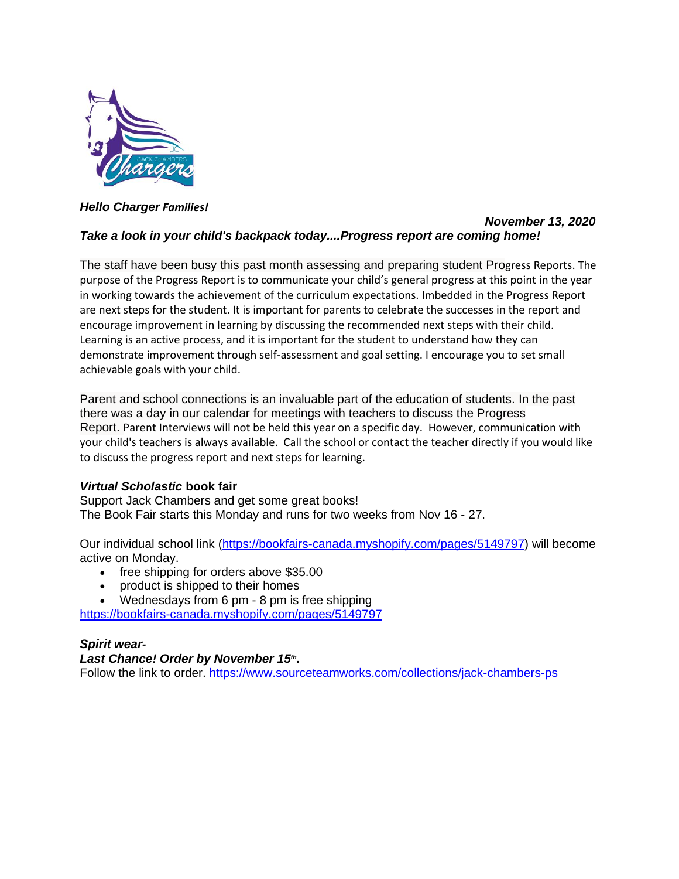***Hello Charger Families!***

***November 13, 2020***

***Take a look in your child's backpack today....Progress report are coming home!***

The staff have been busy this past month assessing and preparing student Progress Reports. The purpose of the Progress Report is to communicate your child's general progress at this point in the year in working towards the achievement of the curriculum expectations. Imbedded in the Progress Report are next steps for the student. It is important for parents to celebrate the successes in the report and encourage improvement in learning by discussing the recommended next steps with their child. Learning is an active process, and it is important for the student to understand how they can demonstrate improvement through self-assessment and goal setting. I encourage you to set small achievable goals with your child.

Parent and school connections is an invaluable part of the education of students. In the past there was a day in our calendar for meetings with teachers to discuss the Progress Report. Parent Interviews will not be held this year on a specific day. However, communication with your child's teachers is always available. Call the school or contact the teacher directly if you would like to discuss the progress report and next steps for learning.

***Virtual Scholastic* book fair**

Support Jack Chambers and get some great books!
The Book Fair starts this Monday and runs for two weeks from Nov 16 - 27.

Our individual school link (https://bookfairs-canada.myshopify.com/pages/5149797) will become active on Monday.

- free shipping for orders above $35.00
- product is shipped to their homes
- Wednesdays from 6 pm - 8 pm is free shipping

https://bookfairs-canada.myshopify.com/pages/5149797

***Spirit wear-***

***Last Chance! Order by November 15th.***

Follow the link to order. https://www.sourceteamworks.com/collections/jack-chambers-ps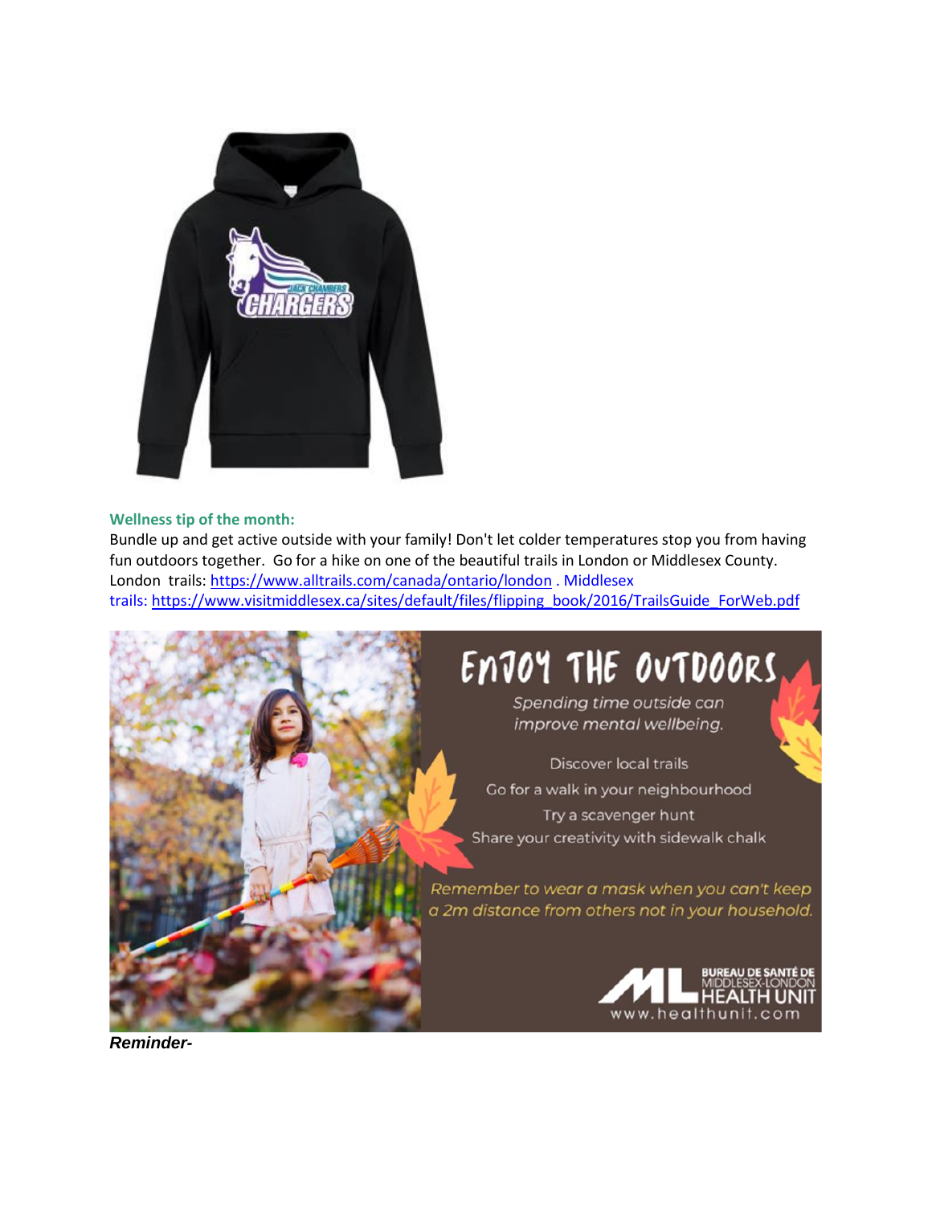**Wellness tip of the month:**

Bundle up and get active outside with your family! Don't let colder temperatures stop you from having fun outdoors together. Go for a hike on one of the beautiful trails in London or Middlesex County. London trails: https://www.alltrails.com/canada/ontario/london . Middlesex trails: https://www.visitmiddlesex.ca/sites/default/files/flipping_book/2016/TrailsGuide_ForWeb.pdf

***Reminder-***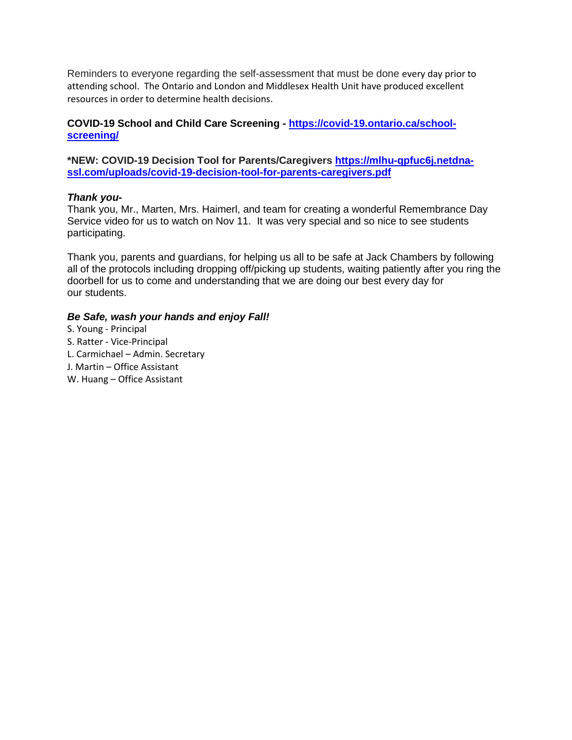Reminders to everyone regarding the self-assessment that must be done every day prior to attending school. The Ontario and London and Middlesex Health Unit have produced excellent resources in order to determine health decisions.

**COVID-19 School and Child Care Screening - [https://covid-19.ontario.ca/school-screening/](https://covid-19.ontario.ca/school-screening/)**

**\*NEW: COVID-19 Decision Tool for Parents/Caregivers [https://mlhu-qpfuc6j.netdna-ssl.com/uploads/covid-19-decision-tool-for-parents-caregivers.pdf](https://mlhu-qpfuc6j.netdna-ssl.com/uploads/covid-19-decision-tool-for-parents-caregivers.pdf)**

***Thank you-***

Thank you, Mr., Marten, Mrs. Haimerl, and team for creating a wonderful Remembrance Day Service video for us to watch on Nov 11. It was very special and so nice to see students participating.

Thank you, parents and guardians, for helping us all to be safe at Jack Chambers by following all of the protocols including dropping off/picking up students, waiting patiently after you ring the doorbell for us to come and understanding that we are doing our best every day for our students.

***Be Safe, wash your hands and enjoy Fall!***

S. Young - Principal
S. Ratter - Vice-Principal
L. Carmichael – Admin. Secretary
J. Martin – Office Assistant
W. Huang – Office Assistant